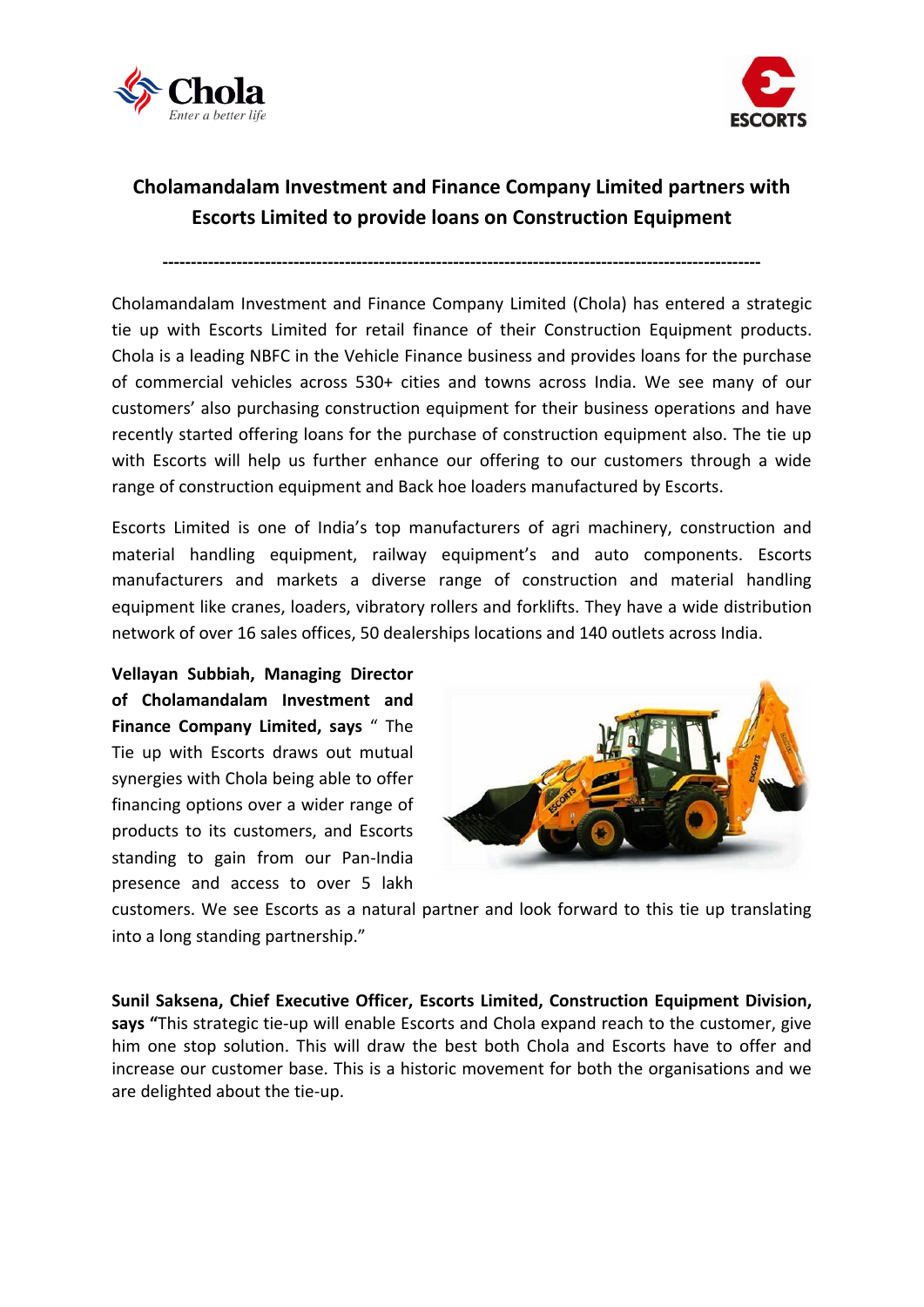## Cholamandalam Investment and Finance Company Limited partners with Escorts Limited to provide loans on Construction Equipment

---

Cholamandalam Investment and Finance Company Limited (Chola) has entered a strategic tie up with Escorts Limited for retail finance of their Construction Equipment products. Chola is a leading NBFC in the Vehicle Finance business and provides loans for the purchase of commercial vehicles across 530+ cities and towns across India. We see many of our customers' also purchasing construction equipment for their business operations and have recently started offering loans for the purchase of construction equipment also. The tie up with Escorts will help us further enhance our offering to our customers through a wide range of construction equipment and Back hoe loaders manufactured by Escorts.

Escorts Limited is one of India's top manufacturers of agri machinery, construction and material handling equipment, railway equipment's and auto components. Escorts manufacturers and markets a diverse range of construction and material handling equipment like cranes, loaders, vibratory rollers and forklifts. They have a wide distribution network of over 16 sales offices, 50 dealerships locations and 140 outlets across India.

**Vellayan Subbiah, Managing Director of Cholamandalam Investment and Finance Company Limited, says** " The Tie up with Escorts draws out mutual synergies with Chola being able to offer financing options over a wider range of products to its customers, and Escorts standing to gain from our Pan-India presence and access to over 5 lakh customers. We see Escorts as a natural partner and look forward to this tie up translating into a long standing partnership."

**Sunil Saksena, Chief Executive Officer, Escorts Limited, Construction Equipment Division, says "**This strategic tie-up will enable Escorts and Chola expand reach to the customer, give him one stop solution. This will draw the best both Chola and Escorts have to offer and increase our customer base. This is a historic movement for both the organisations and we are delighted about the tie-up.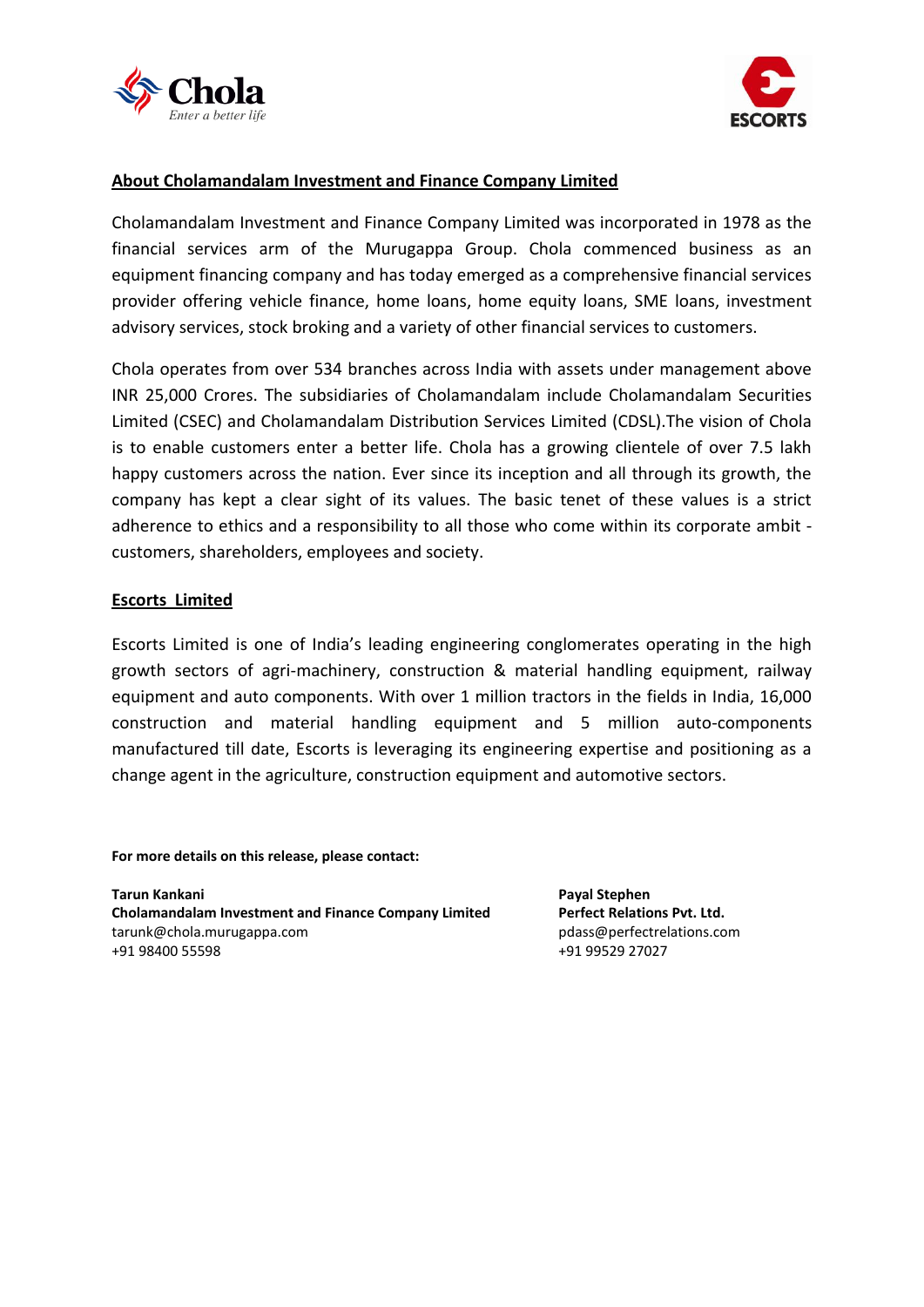## About Cholamandalam Investment and Finance Company Limited

Cholamandalam Investment and Finance Company Limited was incorporated in 1978 as the financial services arm of the Murugappa Group. Chola commenced business as an equipment financing company and has today emerged as a comprehensive financial services provider offering vehicle finance, home loans, home equity loans, SME loans, investment advisory services, stock broking and a variety of other financial services to customers.

Chola operates from over 534 branches across India with assets under management above INR 25,000 Crores. The subsidiaries of Cholamandalam include Cholamandalam Securities Limited (CSEC) and Cholamandalam Distribution Services Limited (CDSL).The vision of Chola is to enable customers enter a better life. Chola has a growing clientele of over 7.5 lakh happy customers across the nation. Ever since its inception and all through its growth, the company has kept a clear sight of its values. The basic tenet of these values is a strict adherence to ethics and a responsibility to all those who come within its corporate ambit - customers, shareholders, employees and society.

## Escorts Limited

Escorts Limited is one of India's leading engineering conglomerates operating in the high growth sectors of agri-machinery, construction & material handling equipment, railway equipment and auto components. With over 1 million tractors in the fields in India, 16,000 construction and material handling equipment and 5 million auto-components manufactured till date, Escorts is leveraging its engineering expertise and positioning as a change agent in the agriculture, construction equipment and automotive sectors.

**For more details on this release, please contact:**

**Tarun Kankani**
**Cholamandalam Investment and Finance Company Limited**
tarunk@chola.murugappa.com
+91 98400 55598

**Payal Stephen**
**Perfect Relations Pvt. Ltd.**
pdass@perfectrelations.com
+91 99529 27027